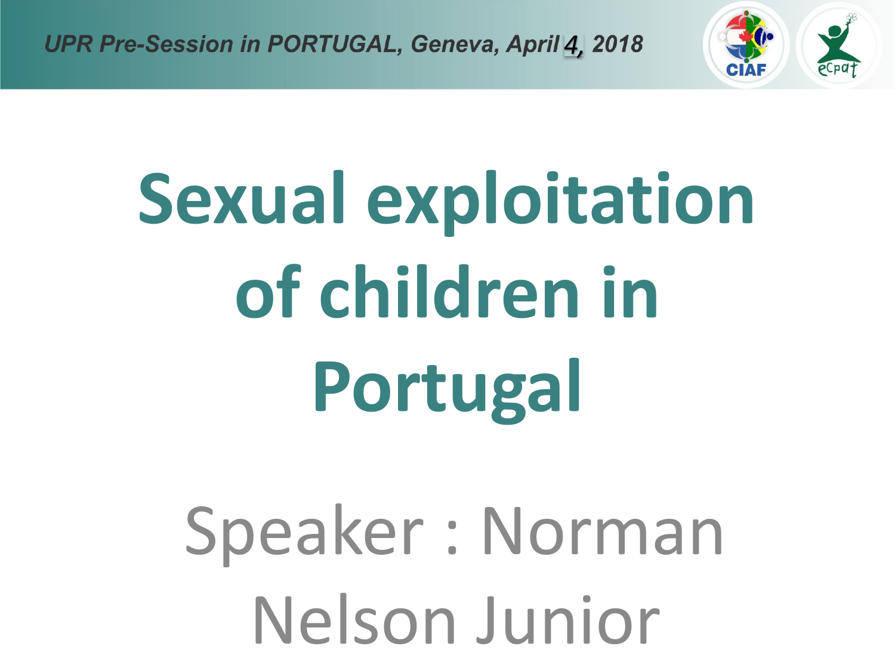UPR Pre-Session in PORTUGAL, Geneva, April 4, 2018

# Sexual exploitation of children in Portugal

Speaker : Norman Nelson Junior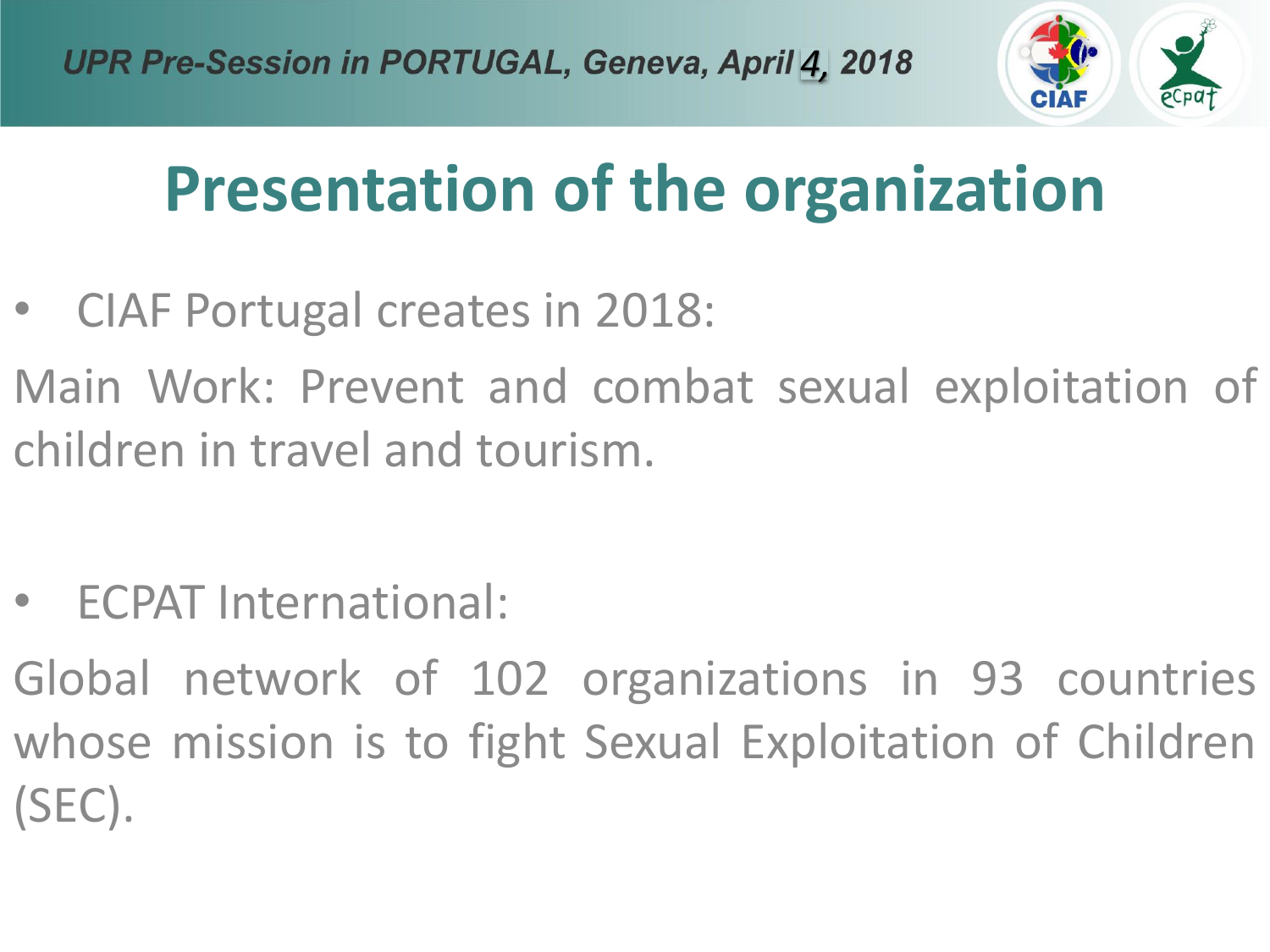# Presentation of the organization

- CIAF Portugal creates in 2018:

Main Work: Prevent and combat sexual exploitation of children in travel and tourism.

- ECPAT International:

Global network of 102 organizations in 93 countries whose mission is to fight Sexual Exploitation of Children (SEC).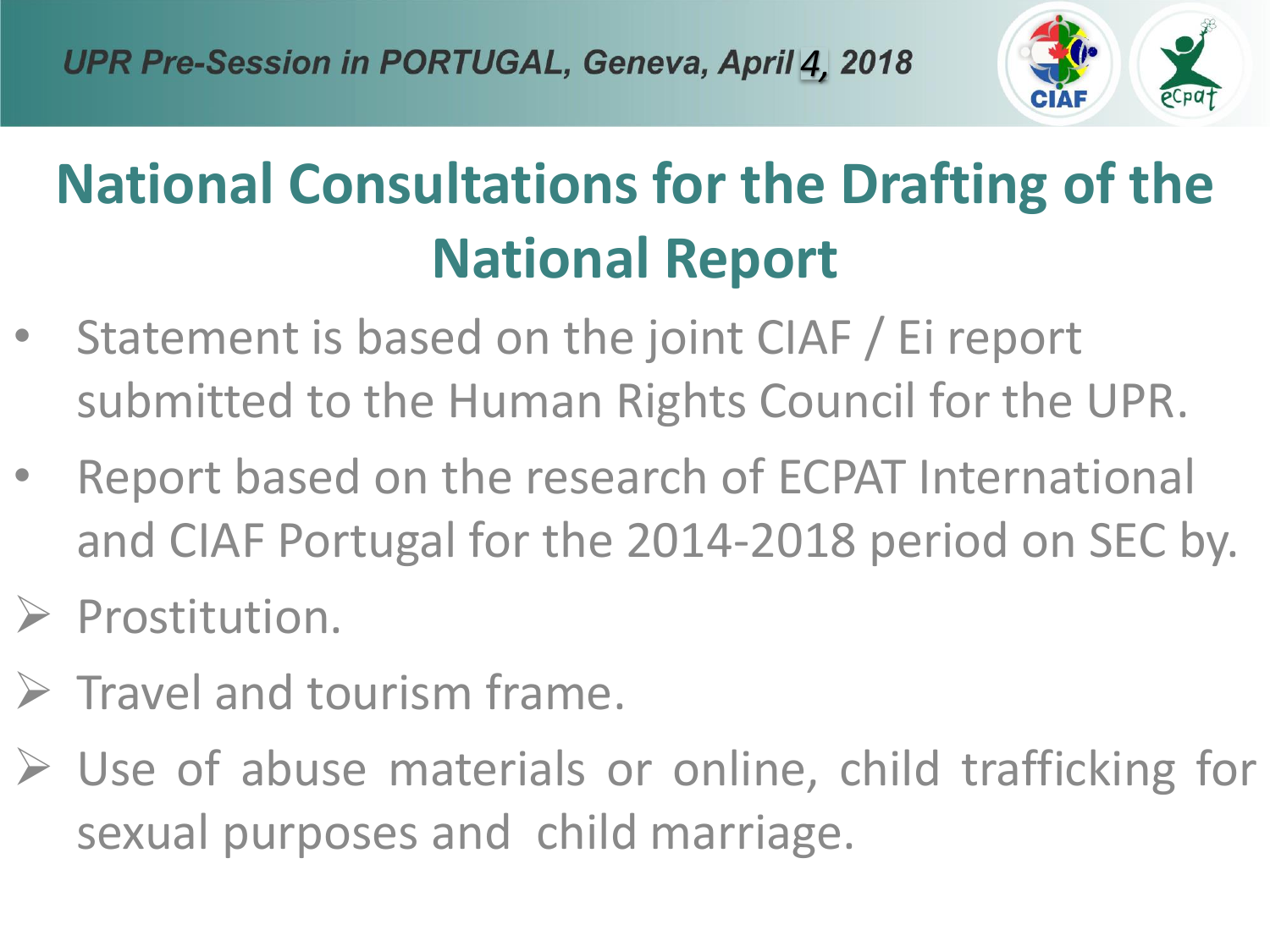# National Consultations for the Drafting of the National Report

- Statement is based on the joint CIAF / Ei report submitted to the Human Rights Council for the UPR.
- Report based on the research of ECPAT International and CIAF Portugal for the 2014-2018 period on SEC by.
  - Prostitution.
  - Travel and tourism frame.
  - Use of abuse materials or online, child trafficking for sexual purposes and child marriage.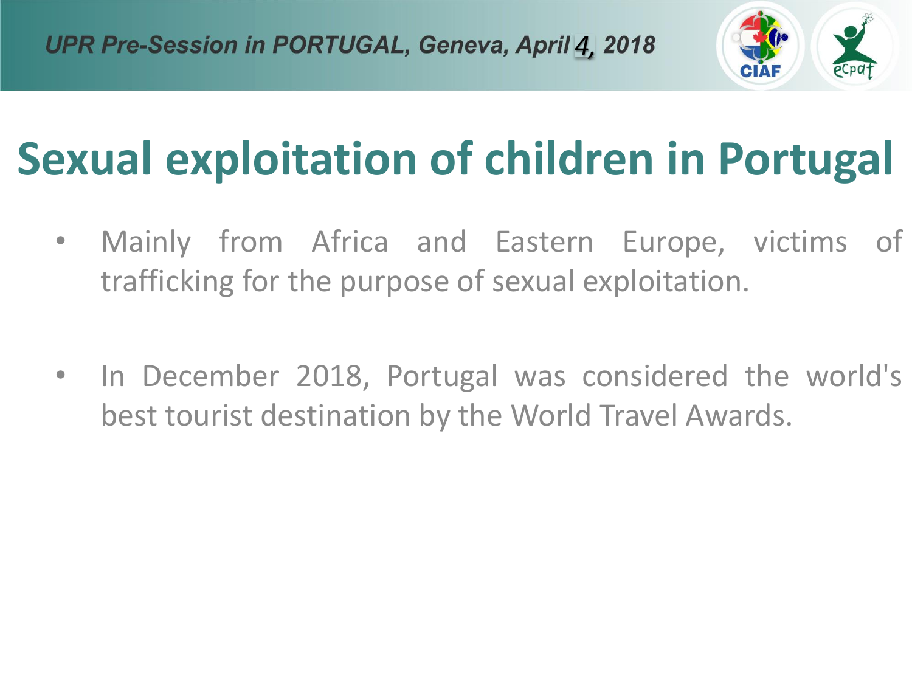# Sexual exploitation of children in Portugal

- Mainly from Africa and Eastern Europe, victims of trafficking for the purpose of sexual exploitation.
- In December 2018, Portugal was considered the world's best tourist destination by the World Travel Awards.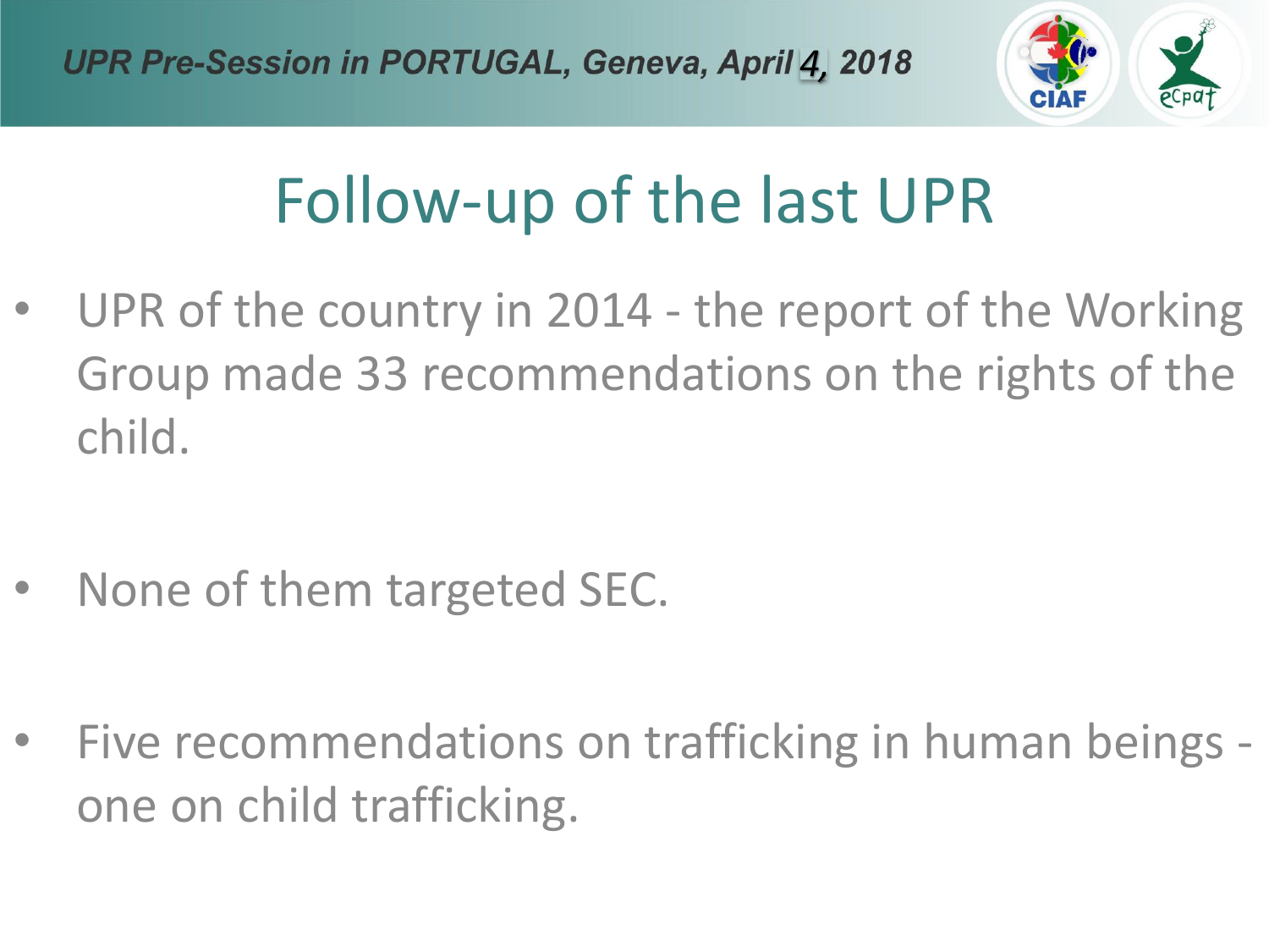# Follow-up of the last UPR

- UPR of the country in 2014 - the report of the Working Group made 33 recommendations on the rights of the child.
- None of them targeted SEC.
- Five recommendations on trafficking in human beings - one on child trafficking.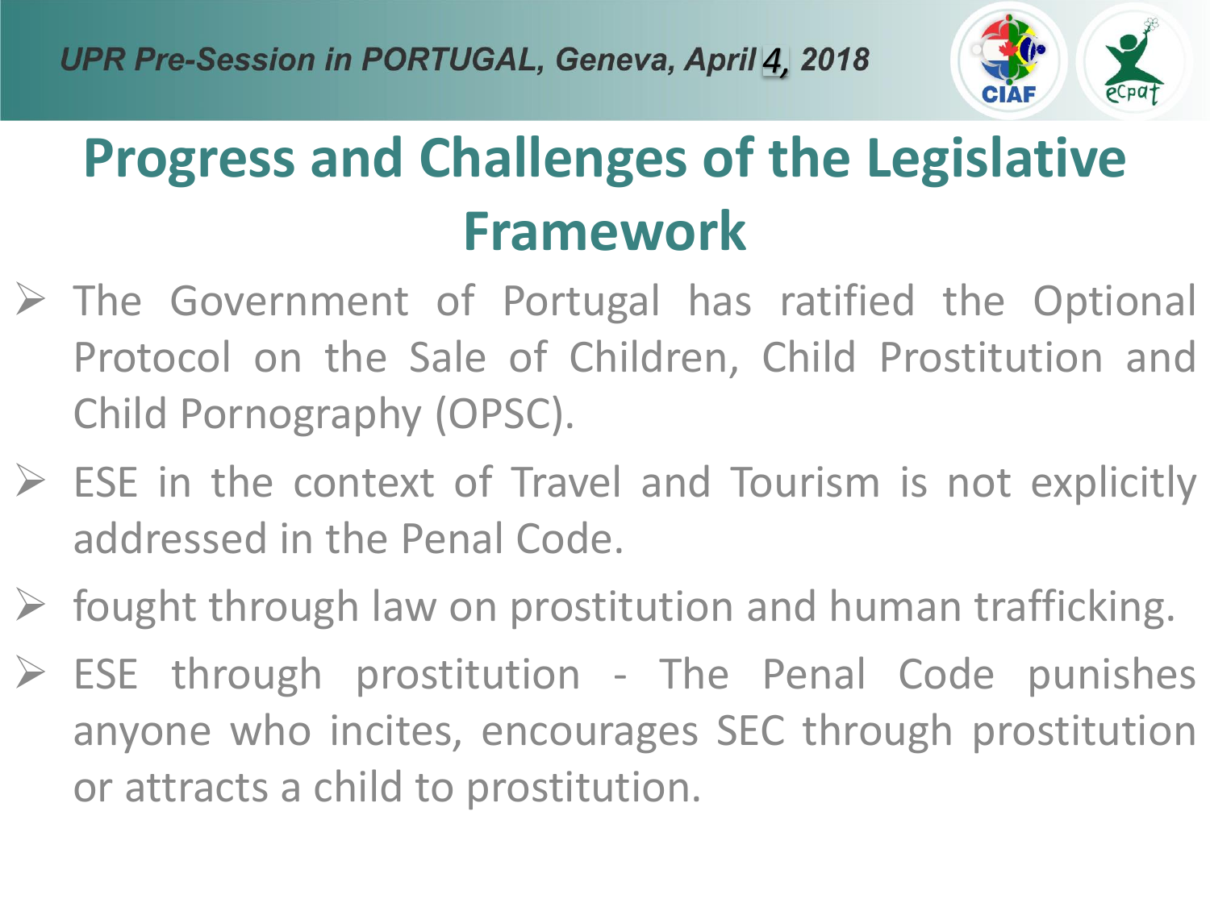# Progress and Challenges of the Legislative Framework

- The Government of Portugal has ratified the Optional Protocol on the Sale of Children, Child Prostitution and Child Pornography (OPSC).
- ESE in the context of Travel and Tourism is not explicitly addressed in the Penal Code.
- fought through law on prostitution and human trafficking.
- ESE through prostitution - The Penal Code punishes anyone who incites, encourages SEC through prostitution or attracts a child to prostitution.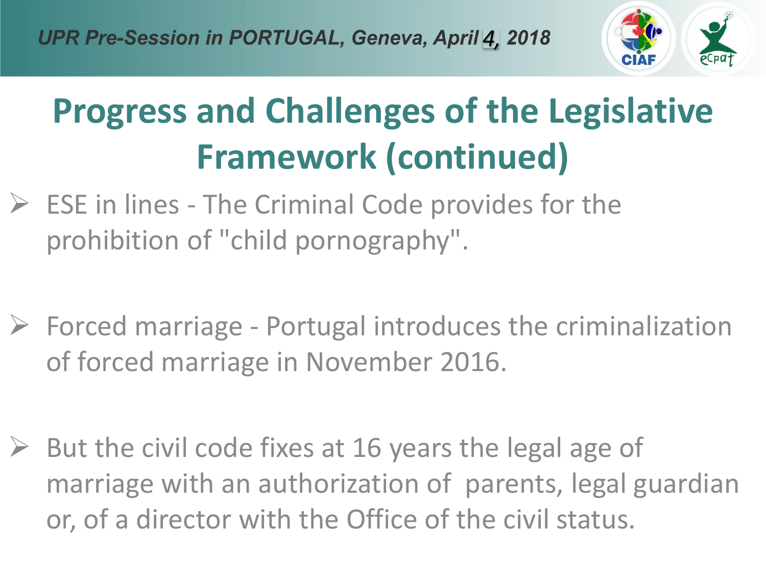# Progress and Challenges of the Legislative Framework (continued)

- ESE in lines - The Criminal Code provides for the prohibition of "child pornography".

- Forced marriage - Portugal introduces the criminalization of forced marriage in November 2016.

- But the civil code fixes at 16 years the legal age of marriage with an authorization of parents, legal guardian or, of a director with the Office of the civil status.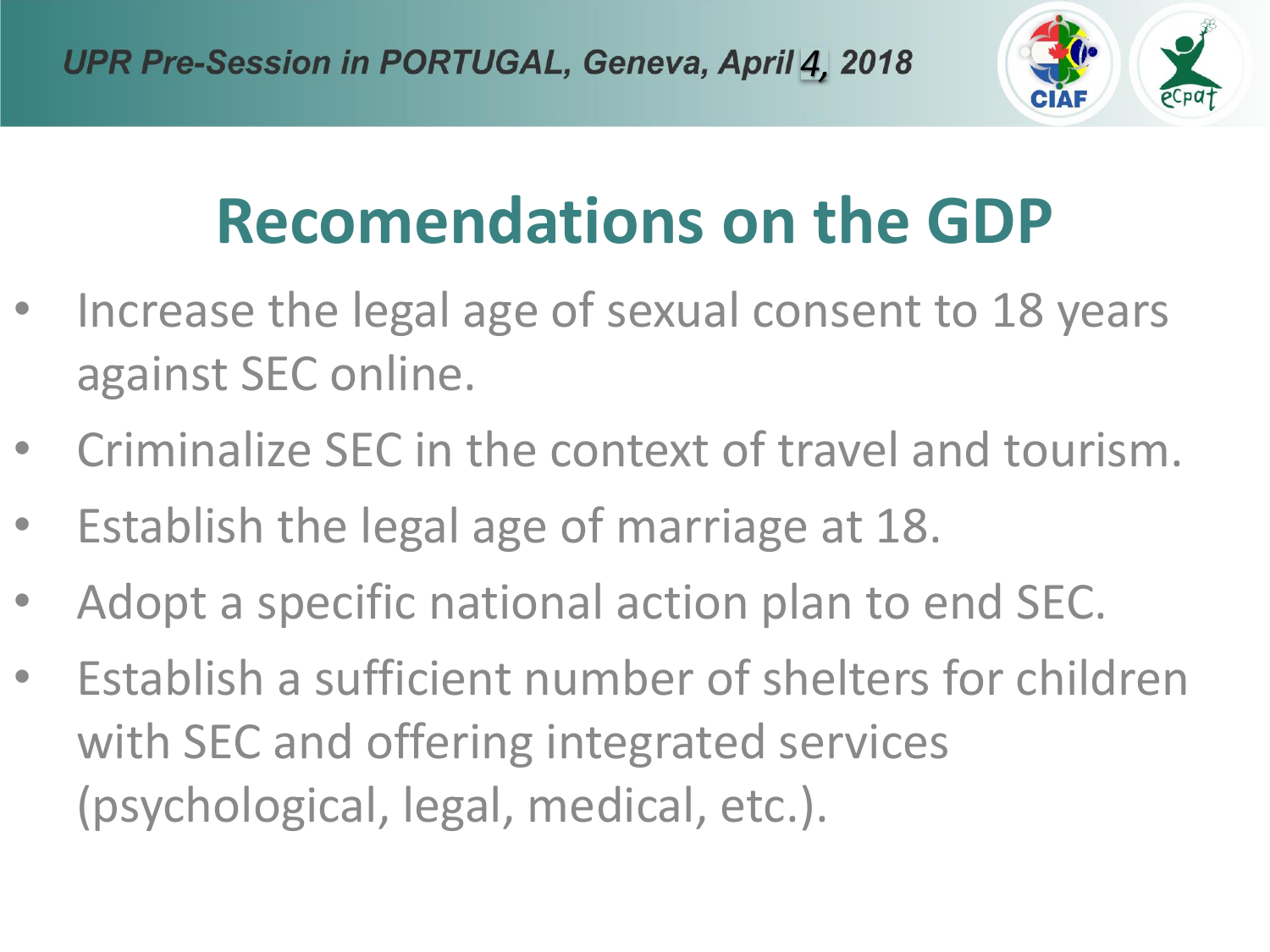# Recomendations on the GDP

- Increase the legal age of sexual consent to 18 years against SEC online.
- Criminalize SEC in the context of travel and tourism.
- Establish the legal age of marriage at 18.
- Adopt a specific national action plan to end SEC.
- Establish a sufficient number of shelters for children with SEC and offering integrated services (psychological, legal, medical, etc.).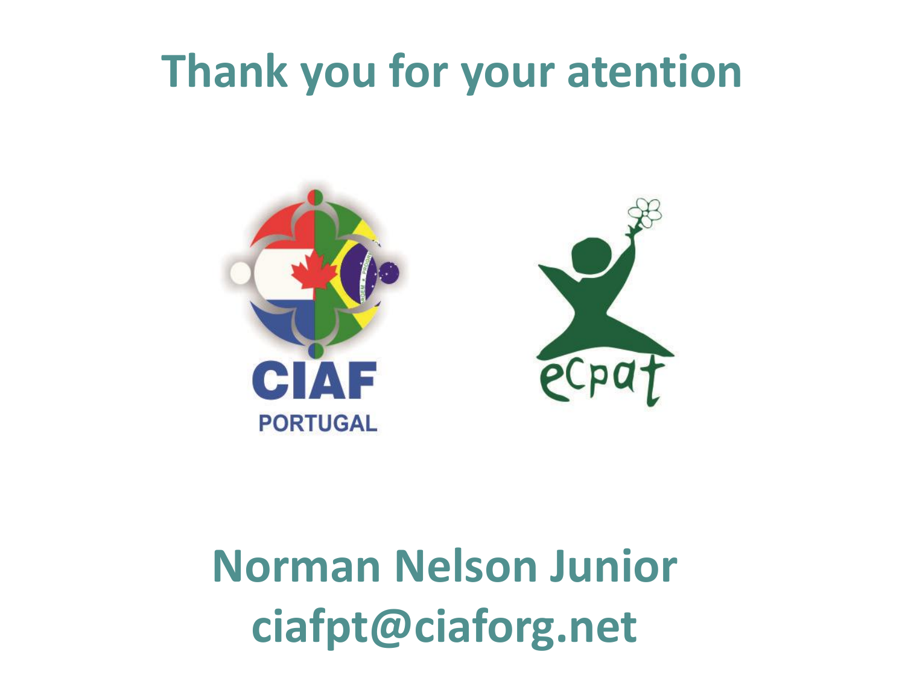# Thank you for your atention

CIAF
PORTUGAL

ecpat

**Norman Nelson Junior**
**ciafpt@ciaforg.net**